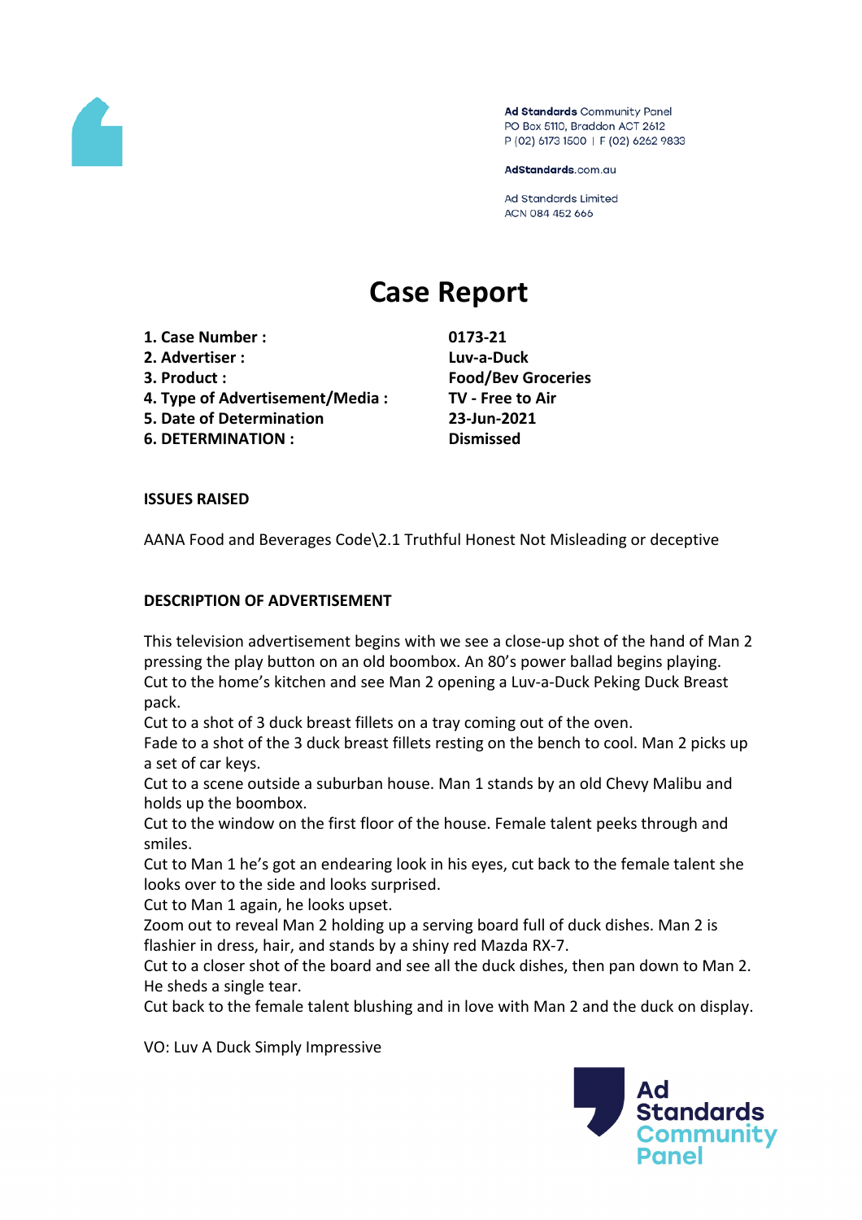Ad Standards Community Panel
PO Box 5110, Braddon ACT 2612
P (02) 6173 1500 | F (02) 6262 9833

AdStandards.com.au

Ad Standards Limited
ACN 084 452 666

# Case Report

| | |
|---|---|
| **1. Case Number :** | **0173-21** |
| **2. Advertiser :** | **Luv-a-Duck** |
| **3. Product :** | **Food/Bev Groceries** |
| **4. Type of Advertisement/Media :** | **TV - Free to Air** |
| **5. Date of Determination** | **23-Jun-2021** |
| **6. DETERMINATION :** | **Dismissed** |

**ISSUES RAISED**

AANA Food and Beverages Code\2.1 Truthful Honest Not Misleading or deceptive

**DESCRIPTION OF ADVERTISEMENT**

This television advertisement begins with we see a close-up shot of the hand of Man 2 pressing the play button on an old boombox. An 80's power ballad begins playing.
Cut to the home's kitchen and see Man 2 opening a Luv-a-Duck Peking Duck Breast pack.
Cut to a shot of 3 duck breast fillets on a tray coming out of the oven.
Fade to a shot of the 3 duck breast fillets resting on the bench to cool. Man 2 picks up a set of car keys.
Cut to a scene outside a suburban house. Man 1 stands by an old Chevy Malibu and holds up the boombox.
Cut to the window on the first floor of the house. Female talent peeks through and smiles.
Cut to Man 1 he's got an endearing look in his eyes, cut back to the female talent she looks over to the side and looks surprised.
Cut to Man 1 again, he looks upset.
Zoom out to reveal Man 2 holding up a serving board full of duck dishes. Man 2 is flashier in dress, hair, and stands by a shiny red Mazda RX-7.
Cut to a closer shot of the board and see all the duck dishes, then pan down to Man 2. He sheds a single tear.
Cut back to the female talent blushing and in love with Man 2 and the duck on display.

VO: Luv A Duck Simply Impressive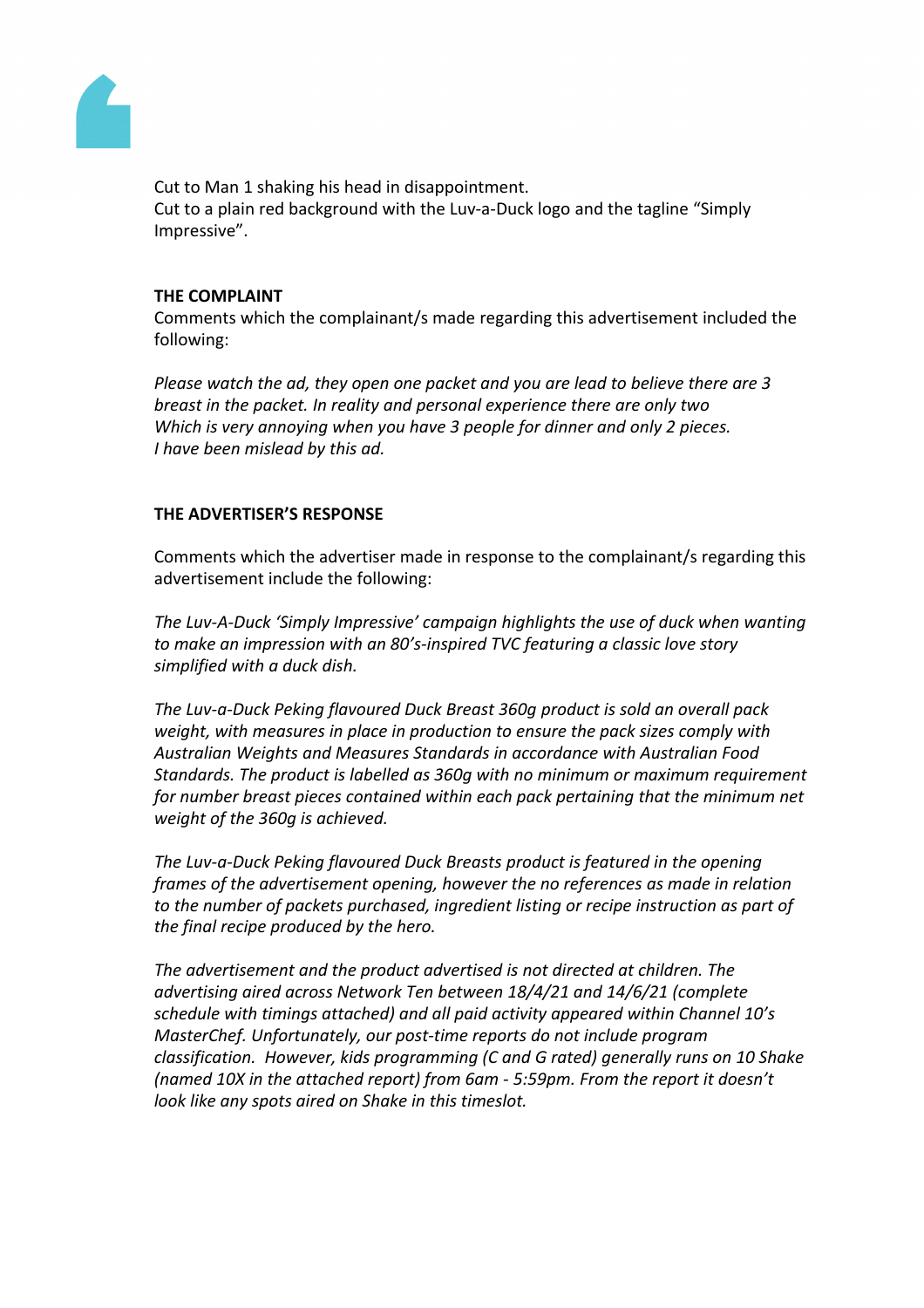Cut to Man 1 shaking his head in disappointment.
Cut to a plain red background with the Luv-a-Duck logo and the tagline "Simply Impressive".

**THE COMPLAINT**

Comments which the complainant/s made regarding this advertisement included the following:

*Please watch the ad, they open one packet and you are lead to believe there are 3 breast in the packet. In reality and personal experience there are only two Which is very annoying when you have 3 people for dinner and only 2 pieces. I have been mislead by this ad.*

**THE ADVERTISER'S RESPONSE**

Comments which the advertiser made in response to the complainant/s regarding this advertisement include the following:

*The Luv-A-Duck 'Simply Impressive' campaign highlights the use of duck when wanting to make an impression with an 80's-inspired TVC featuring a classic love story simplified with a duck dish.*

*The Luv-a-Duck Peking flavoured Duck Breast 360g product is sold an overall pack weight, with measures in place in production to ensure the pack sizes comply with Australian Weights and Measures Standards in accordance with Australian Food Standards. The product is labelled as 360g with no minimum or maximum requirement for number breast pieces contained within each pack pertaining that the minimum net weight of the 360g is achieved.*

*The Luv-a-Duck Peking flavoured Duck Breasts product is featured in the opening frames of the advertisement opening, however the no references as made in relation to the number of packets purchased, ingredient listing or recipe instruction as part of the final recipe produced by the hero.*

*The advertisement and the product advertised is not directed at children. The advertising aired across Network Ten between 18/4/21 and 14/6/21 (complete schedule with timings attached) and all paid activity appeared within Channel 10's MasterChef. Unfortunately, our post-time reports do not include program classification. However, kids programming (C and G rated) generally runs on 10 Shake (named 10X in the attached report) from 6am - 5:59pm. From the report it doesn't look like any spots aired on Shake in this timeslot.*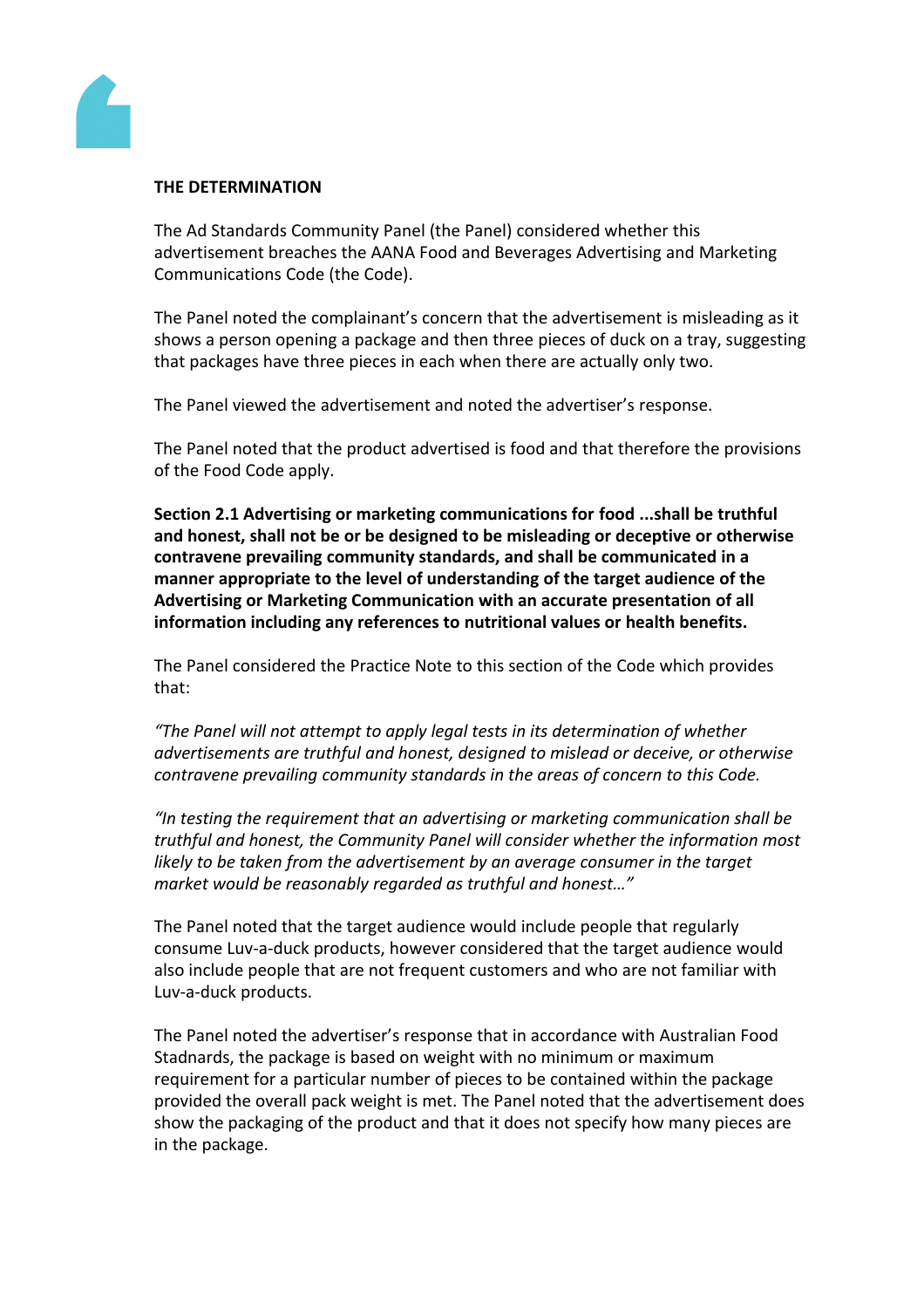**THE DETERMINATION**

The Ad Standards Community Panel (the Panel) considered whether this advertisement breaches the AANA Food and Beverages Advertising and Marketing Communications Code (the Code).

The Panel noted the complainant's concern that the advertisement is misleading as it shows a person opening a package and then three pieces of duck on a tray, suggesting that packages have three pieces in each when there are actually only two.

The Panel viewed the advertisement and noted the advertiser's response.

The Panel noted that the product advertised is food and that therefore the provisions of the Food Code apply.

**Section 2.1 Advertising or marketing communications for food ...shall be truthful and honest, shall not be or be designed to be misleading or deceptive or otherwise contravene prevailing community standards, and shall be communicated in a manner appropriate to the level of understanding of the target audience of the Advertising or Marketing Communication with an accurate presentation of all information including any references to nutritional values or health benefits.**

The Panel considered the Practice Note to this section of the Code which provides that:

*"The Panel will not attempt to apply legal tests in its determination of whether advertisements are truthful and honest, designed to mislead or deceive, or otherwise contravene prevailing community standards in the areas of concern to this Code.*

*"In testing the requirement that an advertising or marketing communication shall be truthful and honest, the Community Panel will consider whether the information most likely to be taken from the advertisement by an average consumer in the target market would be reasonably regarded as truthful and honest…"*

The Panel noted that the target audience would include people that regularly consume Luv-a-duck products, however considered that the target audience would also include people that are not frequent customers and who are not familiar with Luv-a-duck products.

The Panel noted the advertiser's response that in accordance with Australian Food Stadnards, the package is based on weight with no minimum or maximum requirement for a particular number of pieces to be contained within the package provided the overall pack weight is met. The Panel noted that the advertisement does show the packaging of the product and that it does not specify how many pieces are in the package.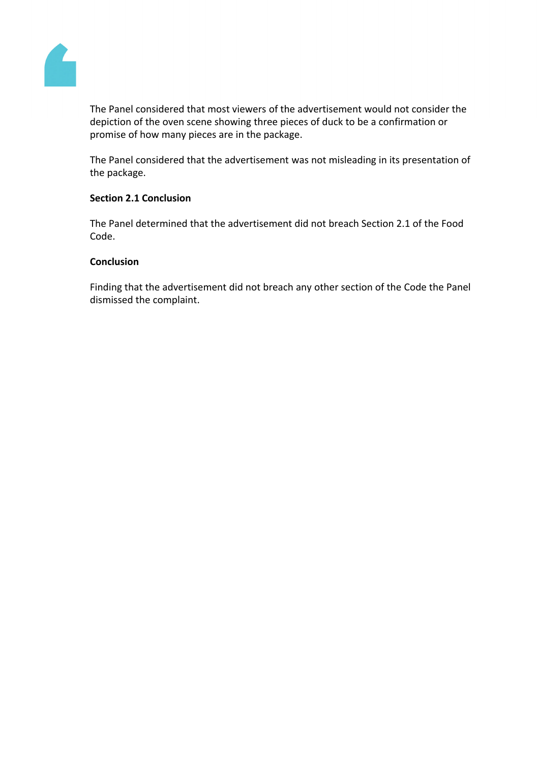The Panel considered that most viewers of the advertisement would not consider the depiction of the oven scene showing three pieces of duck to be a confirmation or promise of how many pieces are in the package.

The Panel considered that the advertisement was not misleading in its presentation of the package.

**Section 2.1 Conclusion**

The Panel determined that the advertisement did not breach Section 2.1 of the Food Code.

**Conclusion**

Finding that the advertisement did not breach any other section of the Code the Panel dismissed the complaint.